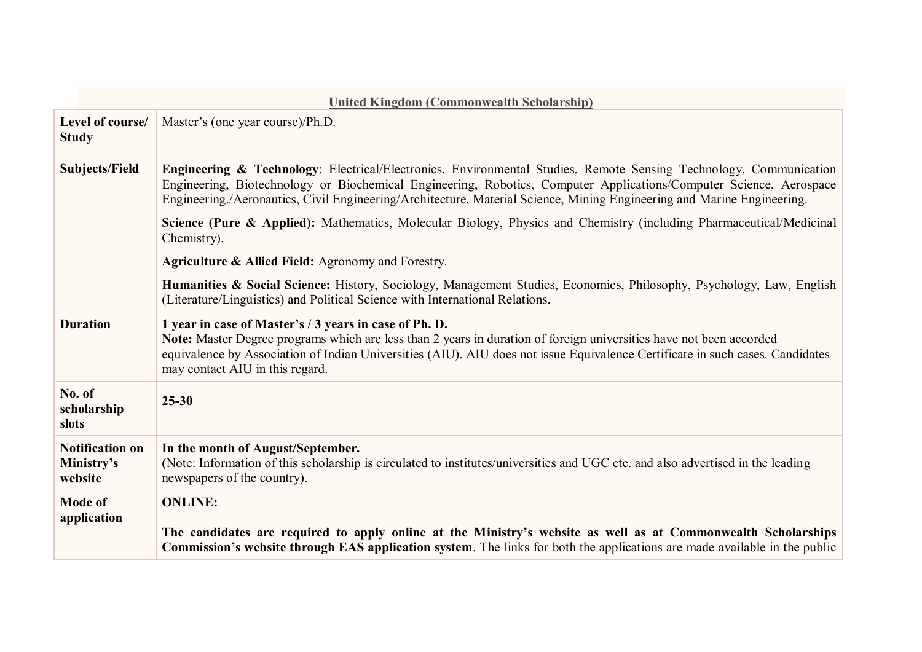## United Kingdom (Commonwealth Scholarship)

| | |
|---|---|
| **Level of course/ Study** | Master's (one year course)/Ph.D. |
| **Subjects/Field** | **Engineering & Technology**: Electrical/Electronics, Environmental Studies, Remote Sensing Technology, Communication Engineering, Biotechnology or Biochemical Engineering, Robotics, Computer Applications/Computer Science, Aerospace Engineering./Aeronautics, Civil Engineering/Architecture, Material Science, Mining Engineering and Marine Engineering.<br><br>**Science (Pure & Applied):** Mathematics, Molecular Biology, Physics and Chemistry (including Pharmaceutical/Medicinal Chemistry).<br><br>**Agriculture & Allied Field:** Agronomy and Forestry.<br><br>**Humanities & Social Science:** History, Sociology, Management Studies, Economics, Philosophy, Psychology, Law, English (Literature/Linguistics) and Political Science with International Relations. |
| **Duration** | **1 year in case of Master's / 3 years in case of Ph. D.**<br>**Note:** Master Degree programs which are less than 2 years in duration of foreign universities have not been accorded equivalence by Association of Indian Universities (AIU). AIU does not issue Equivalence Certificate in such cases. Candidates may contact AIU in this regard. |
| **No. of scholarship slots** | **25-30** |
| **Notification on Ministry's website** | **In the month of August/September.**<br>**(**Note: Information of this scholarship is circulated to institutes/universities and UGC etc. and also advertised in the leading newspapers of the country). |
| **Mode of application** | **ONLINE:**<br><br>**The candidates are required to apply online at the Ministry's website as well as at Commonwealth Scholarships Commission's website through EAS application system**. The links for both the applications are made available in the public |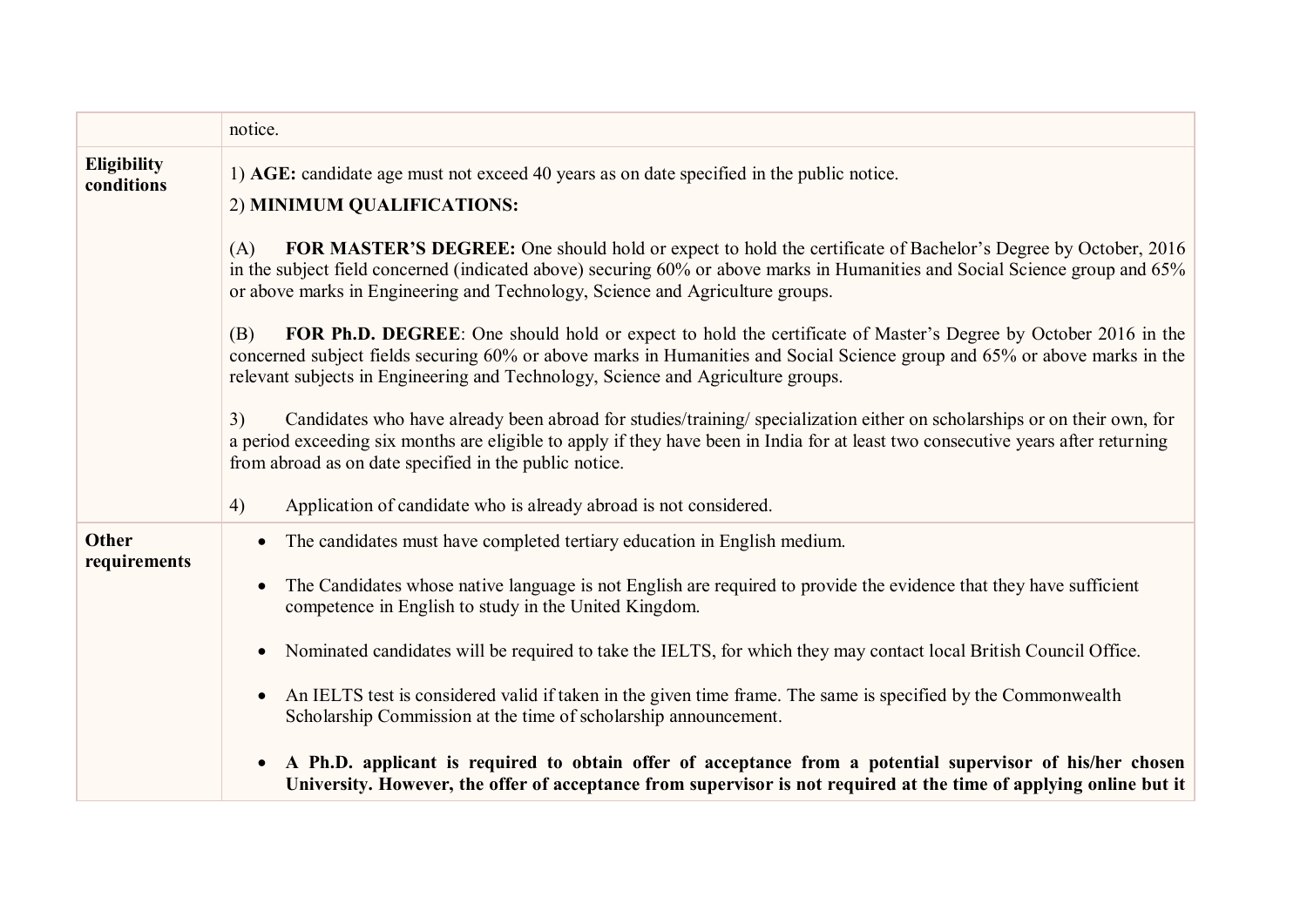| | |
|---|---|
| | notice. |
| **Eligibility conditions** | 1) **AGE:** candidate age must not exceed 40 years as on date specified in the public notice.<br><br>2) **MINIMUM QUALIFICATIONS:**<br><br>(A) **FOR MASTER'S DEGREE:** One should hold or expect to hold the certificate of Bachelor's Degree by October, 2016 in the subject field concerned (indicated above) securing 60% or above marks in Humanities and Social Science group and 65% or above marks in Engineering and Technology, Science and Agriculture groups.<br><br>(B) **FOR Ph.D. DEGREE**: One should hold or expect to hold the certificate of Master's Degree by October 2016 in the concerned subject fields securing 60% or above marks in Humanities and Social Science group and 65% or above marks in the relevant subjects in Engineering and Technology, Science and Agriculture groups.<br><br>3) Candidates who have already been abroad for studies/training/ specialization either on scholarships or on their own, for a period exceeding six months are eligible to apply if they have been in India for at least two consecutive years after returning from abroad as on date specified in the public notice.<br><br>4) Application of candidate who is already abroad is not considered. |
| **Other requirements** | • The candidates must have completed tertiary education in English medium.<br><br>• The Candidates whose native language is not English are required to provide the evidence that they have sufficient competence in English to study in the United Kingdom.<br><br>• Nominated candidates will be required to take the IELTS, for which they may contact local British Council Office.<br><br>• An IELTS test is considered valid if taken in the given time frame. The same is specified by the Commonwealth Scholarship Commission at the time of scholarship announcement.<br><br>• **A Ph.D. applicant is required to obtain offer of acceptance from a potential supervisor of his/her chosen University. However, the offer of acceptance from supervisor is not required at the time of applying online but it** |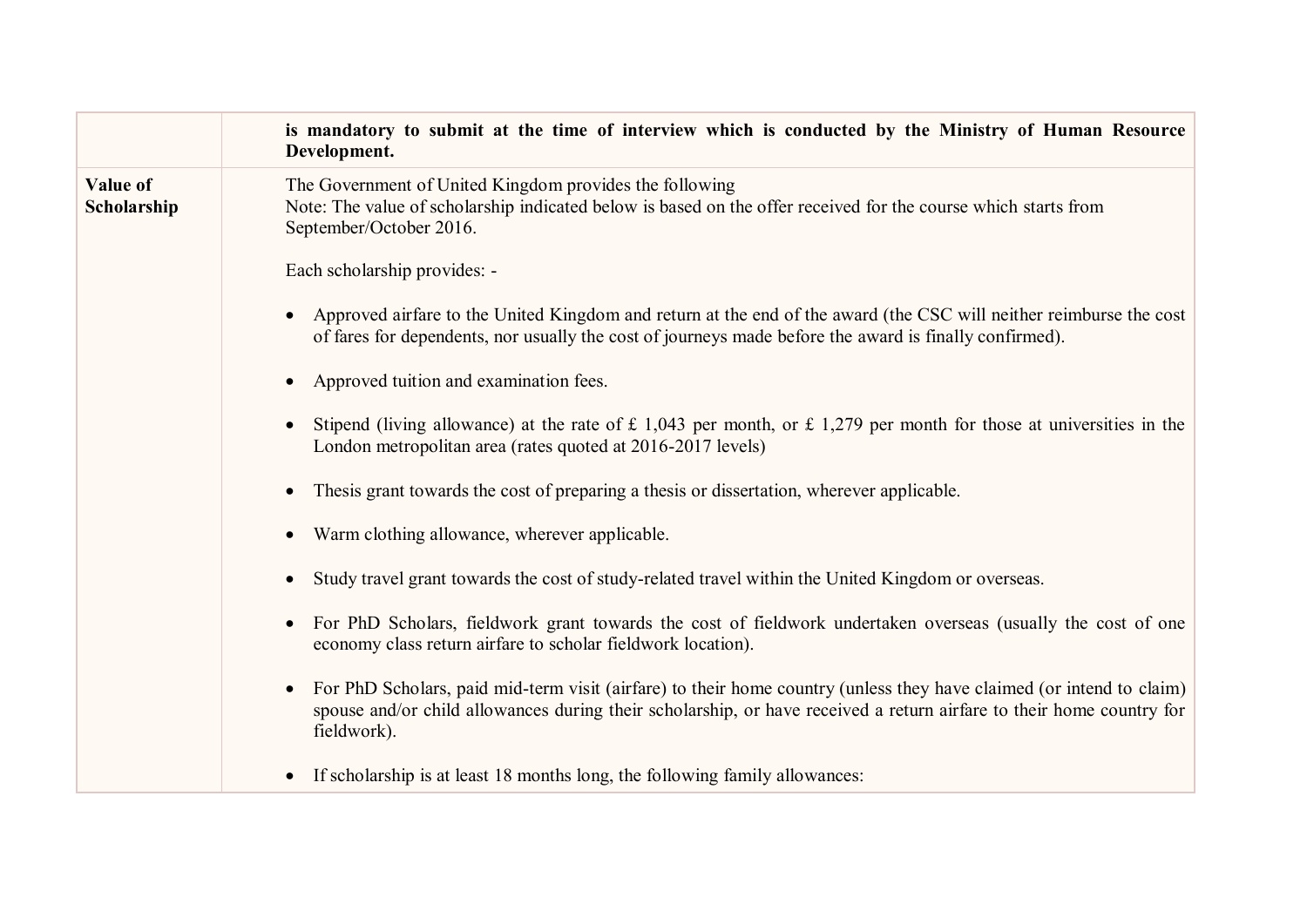| | |
|---|---|
| | **is mandatory to submit at the time of interview which is conducted by the Ministry of Human Resource Development.** |
| **Value of Scholarship** | The Government of United Kingdom provides the following<br>Note: The value of scholarship indicated below is based on the offer received for the course which starts from September/October 2016.<br><br>Each scholarship provides: -<br><br>• Approved airfare to the United Kingdom and return at the end of the award (the CSC will neither reimburse the cost of fares for dependents, nor usually the cost of journeys made before the award is finally confirmed).<br><br>• Approved tuition and examination fees.<br><br>• Stipend (living allowance) at the rate of £ 1,043 per month, or £ 1,279 per month for those at universities in the London metropolitan area (rates quoted at 2016-2017 levels)<br><br>• Thesis grant towards the cost of preparing a thesis or dissertation, wherever applicable.<br><br>• Warm clothing allowance, wherever applicable.<br><br>• Study travel grant towards the cost of study-related travel within the United Kingdom or overseas.<br><br>• For PhD Scholars, fieldwork grant towards the cost of fieldwork undertaken overseas (usually the cost of one economy class return airfare to scholar fieldwork location).<br><br>• For PhD Scholars, paid mid-term visit (airfare) to their home country (unless they have claimed (or intend to claim) spouse and/or child allowances during their scholarship, or have received a return airfare to their home country for fieldwork).<br><br>• If scholarship is at least 18 months long, the following family allowances: |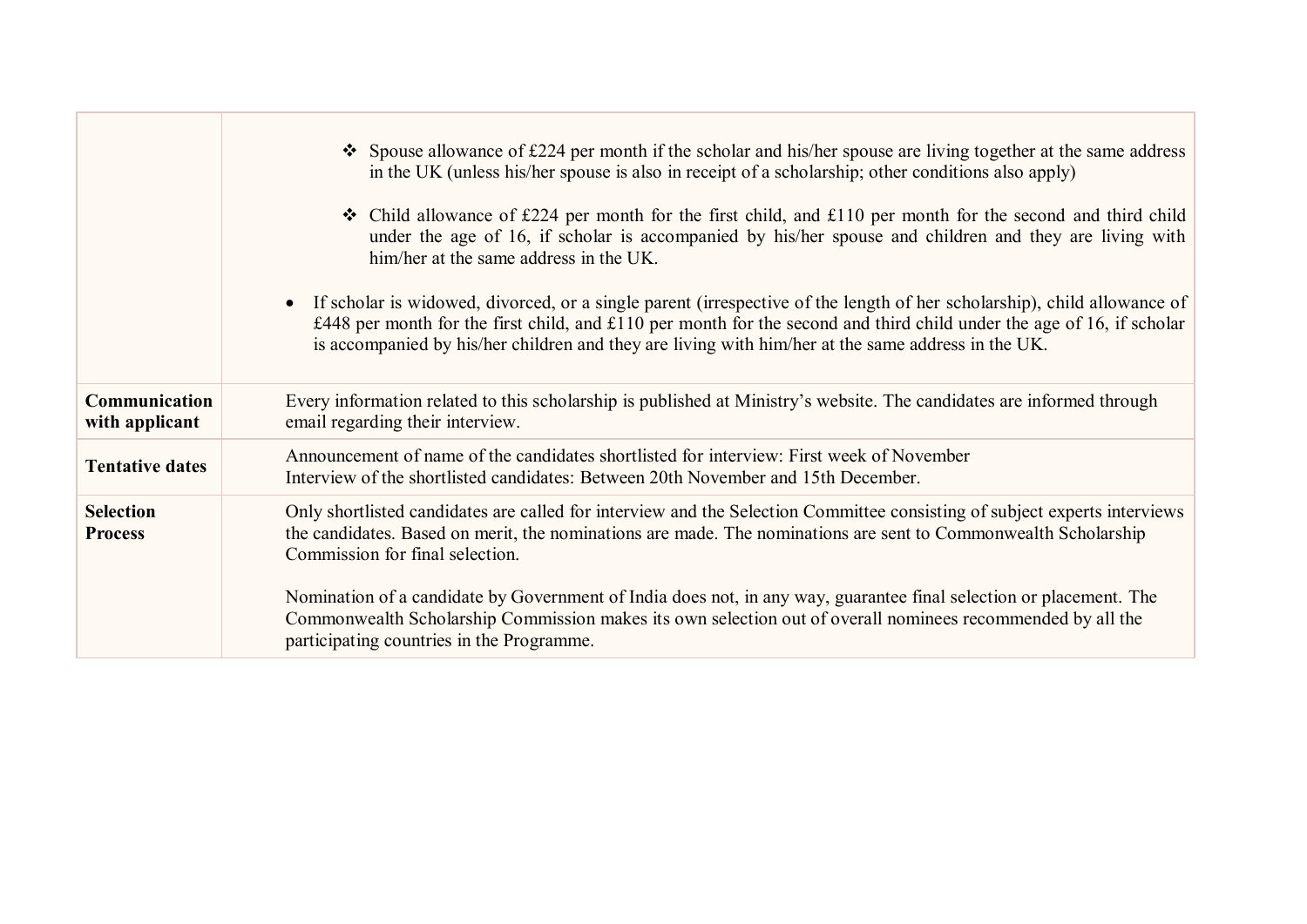| | |
|---|---|
| | ❖ Spouse allowance of £224 per month if the scholar and his/her spouse are living together at the same address in the UK (unless his/her spouse is also in receipt of a scholarship; other conditions also apply)<br><br>❖ Child allowance of £224 per month for the first child, and £110 per month for the second and third child under the age of 16, if scholar is accompanied by his/her spouse and children and they are living with him/her at the same address in the UK.<br><br>• If scholar is widowed, divorced, or a single parent (irrespective of the length of her scholarship), child allowance of £448 per month for the first child, and £110 per month for the second and third child under the age of 16, if scholar is accompanied by his/her children and they are living with him/her at the same address in the UK. |
| **Communication with applicant** | Every information related to this scholarship is published at Ministry's website. The candidates are informed through email regarding their interview. |
| **Tentative dates** | Announcement of name of the candidates shortlisted for interview: First week of November<br>Interview of the shortlisted candidates: Between 20th November and 15th December. |
| **Selection Process** | Only shortlisted candidates are called for interview and the Selection Committee consisting of subject experts interviews the candidates. Based on merit, the nominations are made. The nominations are sent to Commonwealth Scholarship Commission for final selection.<br><br>Nomination of a candidate by Government of India does not, in any way, guarantee final selection or placement. The Commonwealth Scholarship Commission makes its own selection out of overall nominees recommended by all the participating countries in the Programme. |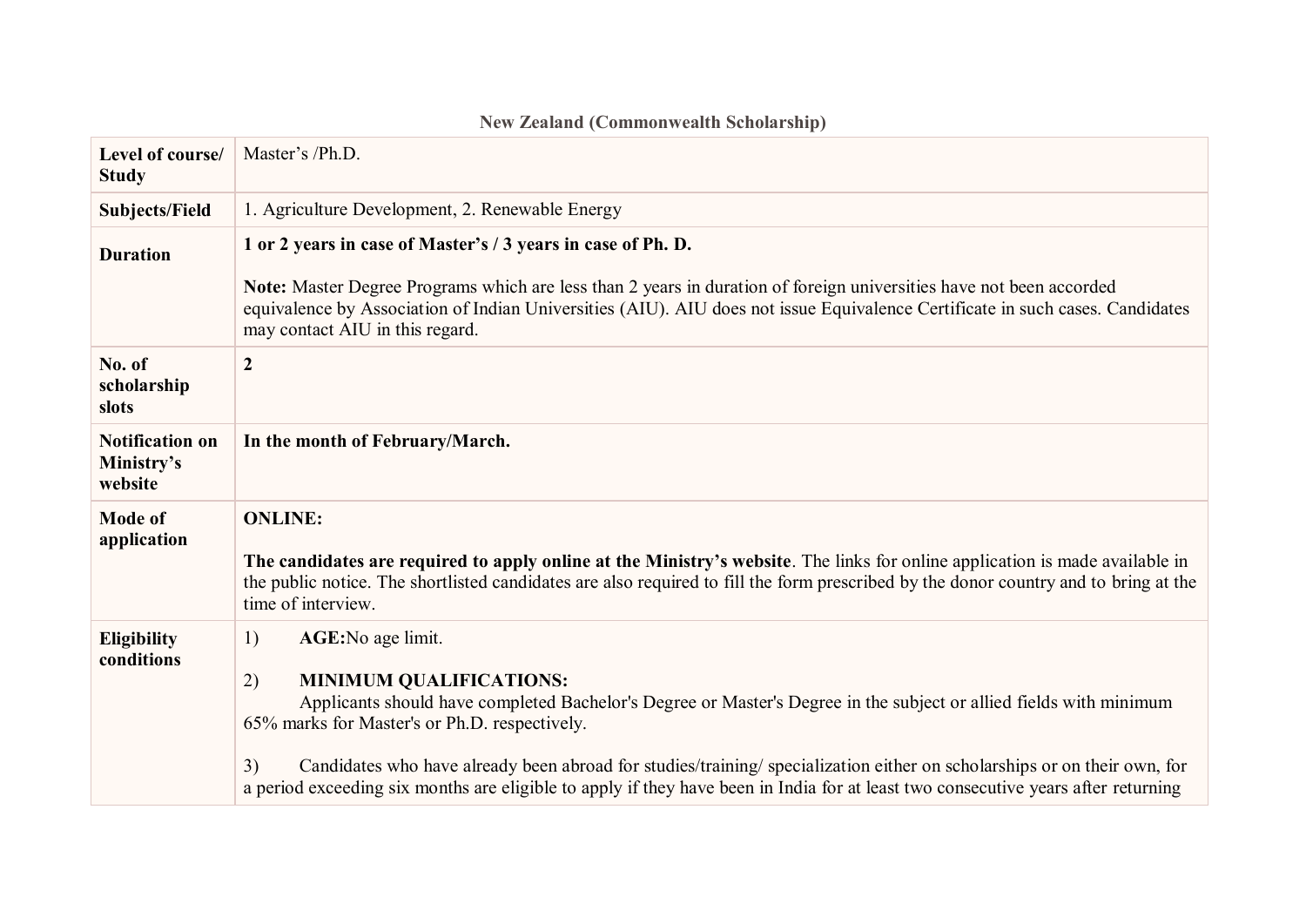## New Zealand (Commonwealth Scholarship)

| | |
|---|---|
| **Level of course/ Study** | Master's /Ph.D. |
| **Subjects/Field** | 1. Agriculture Development, 2. Renewable Energy |
| **Duration** | **1 or 2 years in case of Master's / 3 years in case of Ph. D.**<br><br>**Note:** Master Degree Programs which are less than 2 years in duration of foreign universities have not been accorded equivalence by Association of Indian Universities (AIU). AIU does not issue Equivalence Certificate in such cases. Candidates may contact AIU in this regard. |
| **No. of scholarship slots** | **2** |
| **Notification on Ministry's website** | **In the month of February/March.** |
| **Mode of application** | **ONLINE:**<br><br>**The candidates are required to apply online at the Ministry's website**. The links for online application is made available in the public notice. The shortlisted candidates are also required to fill the form prescribed by the donor country and to bring at the time of interview. |
| **Eligibility conditions** | 1) **AGE:** No age limit.<br><br>2) **MINIMUM QUALIFICATIONS:**<br>Applicants should have completed Bachelor's Degree or Master's Degree in the subject or allied fields with minimum 65% marks for Master's or Ph.D. respectively.<br><br>3) Candidates who have already been abroad for studies/training/ specialization either on scholarships or on their own, for a period exceeding six months are eligible to apply if they have been in India for at least two consecutive years after returning |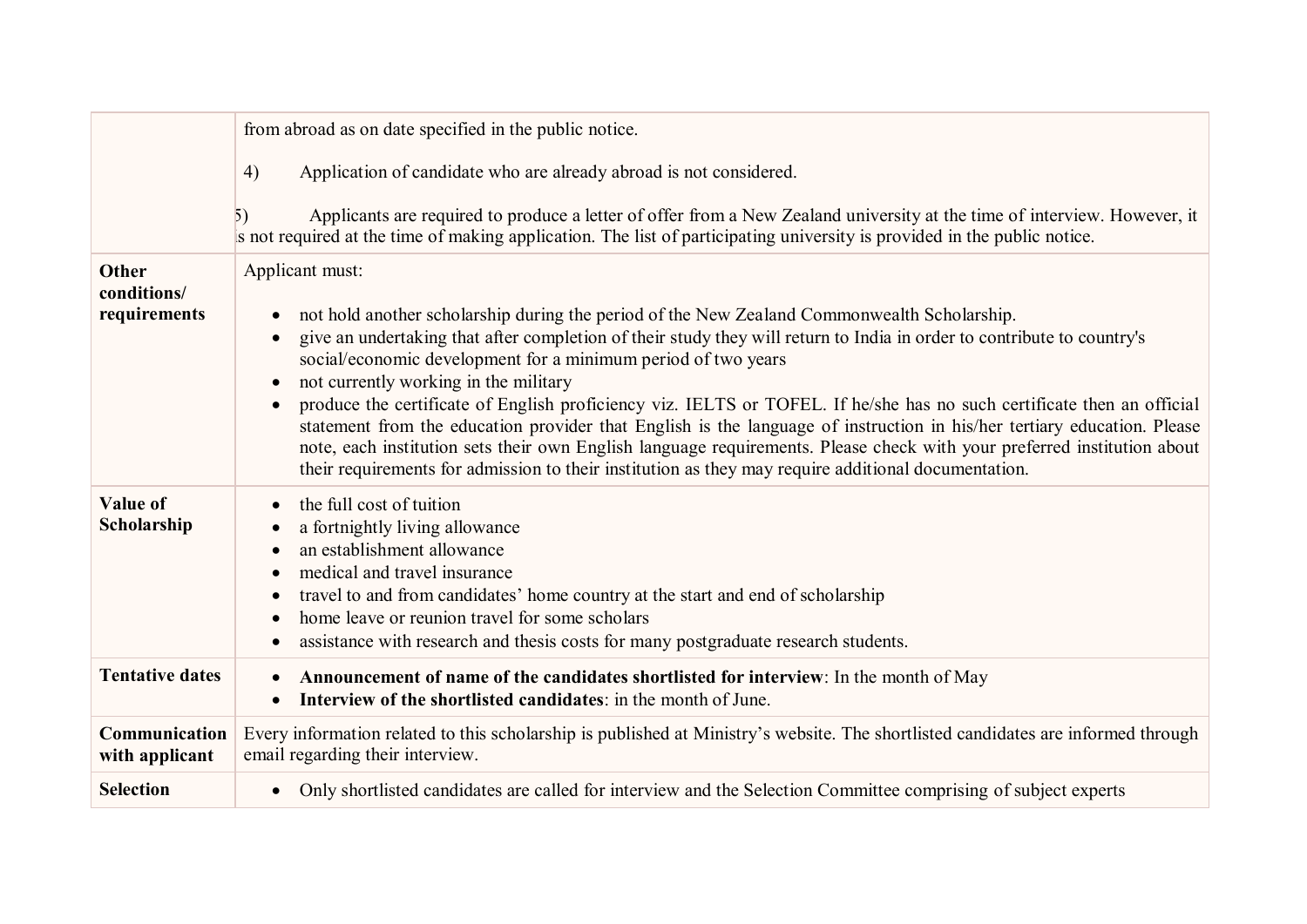| | |
|---|---|
| | from abroad as on date specified in the public notice.<br><br>4) Application of candidate who are already abroad is not considered.<br><br>5) Applicants are required to produce a letter of offer from a New Zealand university at the time of interview. However, it is not required at the time of making application. The list of participating university is provided in the public notice. |
| **Other conditions/ requirements** | Applicant must:<br><br>• not hold another scholarship during the period of the New Zealand Commonwealth Scholarship.<br>• give an undertaking that after completion of their study they will return to India in order to contribute to country's social/economic development for a minimum period of two years<br>• not currently working in the military<br>• produce the certificate of English proficiency viz. IELTS or TOFEL. If he/she has no such certificate then an official statement from the education provider that English is the language of instruction in his/her tertiary education. Please note, each institution sets their own English language requirements. Please check with your preferred institution about their requirements for admission to their institution as they may require additional documentation. |
| **Value of Scholarship** | • the full cost of tuition<br>• a fortnightly living allowance<br>• an establishment allowance<br>• medical and travel insurance<br>• travel to and from candidates' home country at the start and end of scholarship<br>• home leave or reunion travel for some scholars<br>• assistance with research and thesis costs for many postgraduate research students. |
| **Tentative dates** | • **Announcement of name of the candidates shortlisted for interview**: In the month of May<br>• **Interview of the shortlisted candidates**: in the month of June. |
| **Communication with applicant** | Every information related to this scholarship is published at Ministry's website. The shortlisted candidates are informed through email regarding their interview. |
| **Selection** | • Only shortlisted candidates are called for interview and the Selection Committee comprising of subject experts |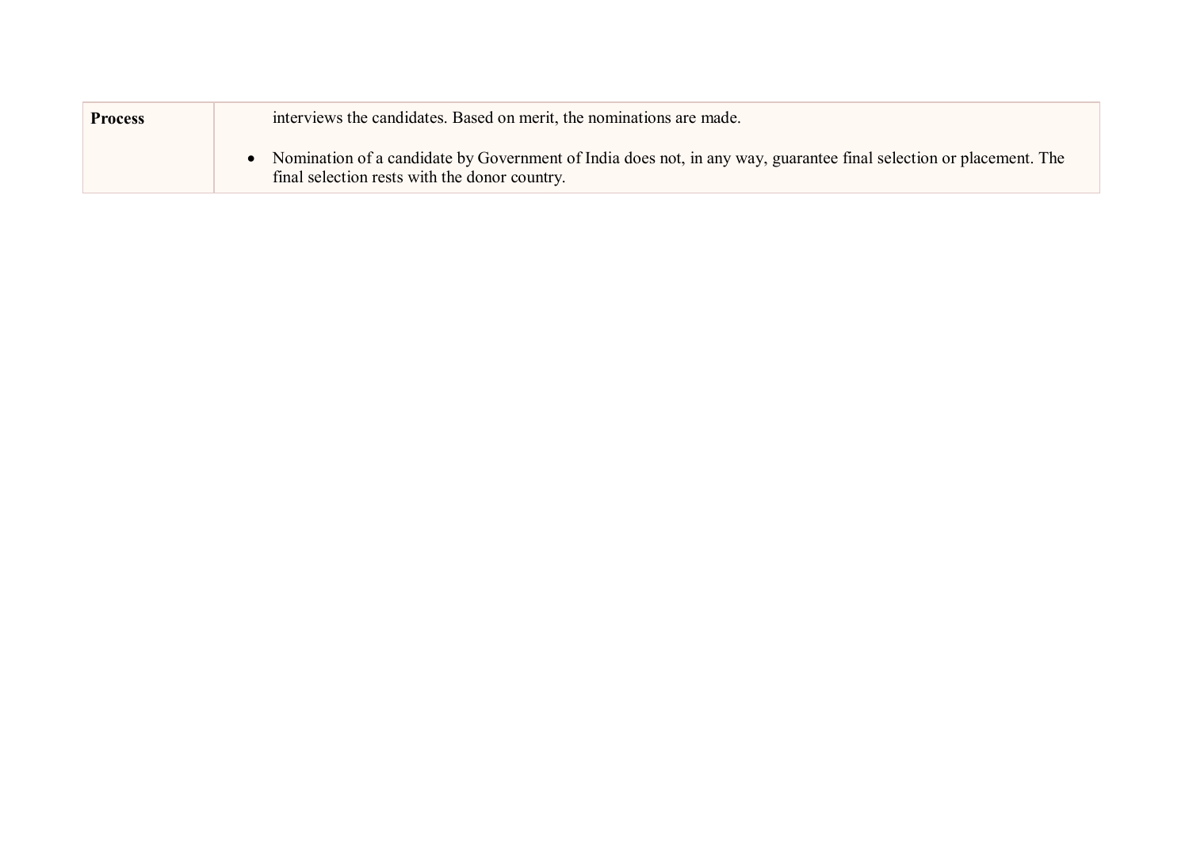| Process | interviews the candidates. Based on merit, the nominations are made.<br><br>• Nomination of a candidate by Government of India does not, in any way, guarantee final selection or placement. The final selection rests with the donor country. |
|---|---|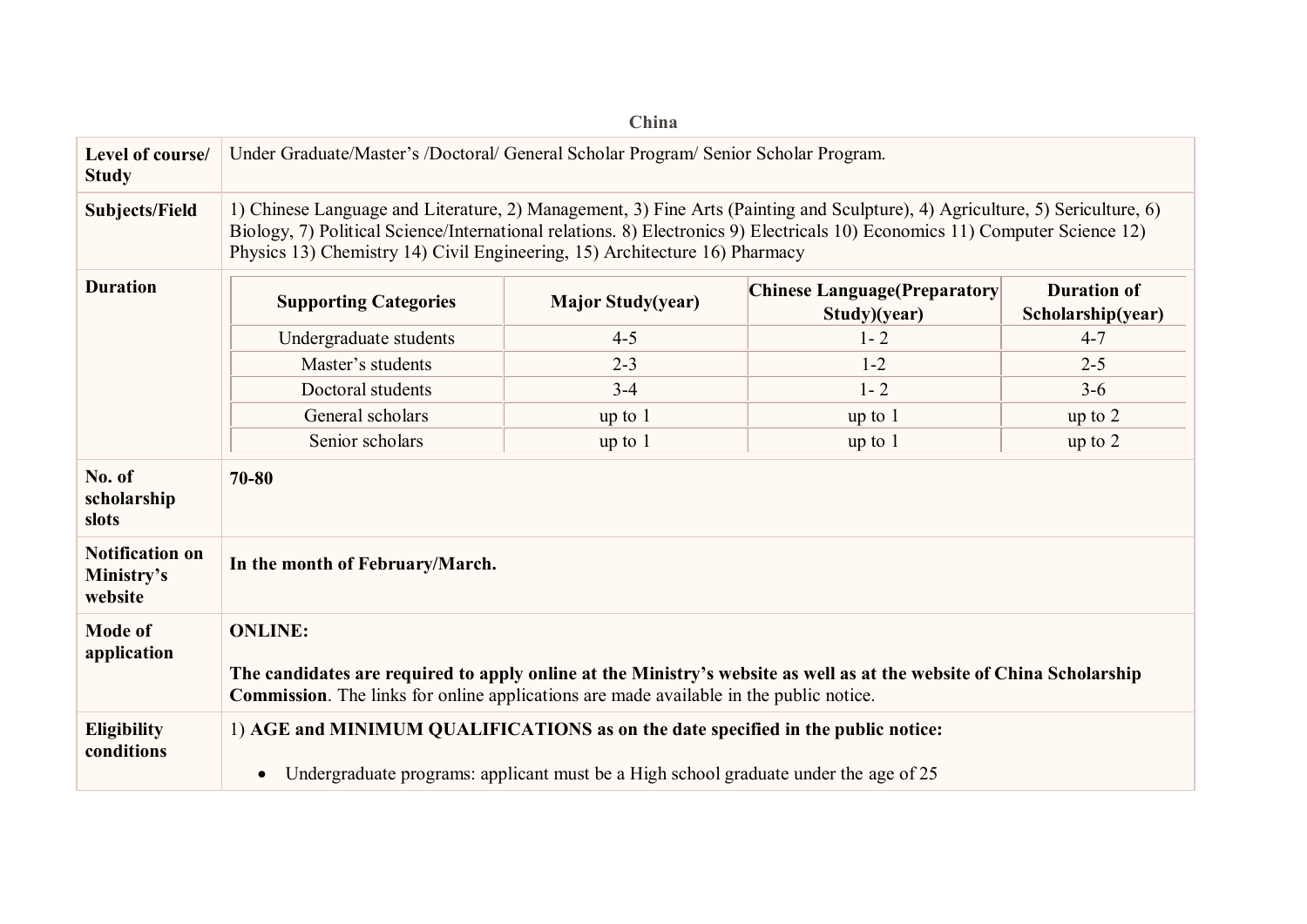## China

| Level of course/ Study | Under Graduate/Master's /Doctoral/ General Scholar Program/ Senior Scholar Program. |
|---|---|
| **Subjects/Field** | 1) Chinese Language and Literature, 2) Management, 3) Fine Arts (Painting and Sculpture), 4) Agriculture, 5) Sericulture, 6) Biology, 7) Political Science/International relations. 8) Electronics 9) Electricals 10) Economics 11) Computer Science 12) Physics 13) Chemistry 14) Civil Engineering, 15) Architecture 16) Pharmacy |
| **Duration** | (see table below) |
| **No. of scholarship slots** | **70-80** |
| **Notification on Ministry's website** | **In the month of February/March.** |
| **Mode of application** | **ONLINE:** **The candidates are required to apply online at the Ministry's website as well as at the website of China Scholarship Commission**. The links for online applications are made available in the public notice. |
| **Eligibility conditions** | 1) **AGE and MINIMUM QUALIFICATIONS as on the date specified in the public notice:** • Undergraduate programs: applicant must be a High school graduate under the age of 25 |

**Duration**

| Supporting Categories | Major Study(year) | Chinese Language(Preparatory Study)(year) | Duration of Scholarship(year) |
|---|---|---|---|
| Undergraduate students | 4-5 | 1- 2 | 4-7 |
| Master's students | 2-3 | 1-2 | 2-5 |
| Doctoral students | 3-4 | 1- 2 | 3-6 |
| General scholars | up to 1 | up to 1 | up to 2 |
| Senior scholars | up to 1 | up to 1 | up to 2 |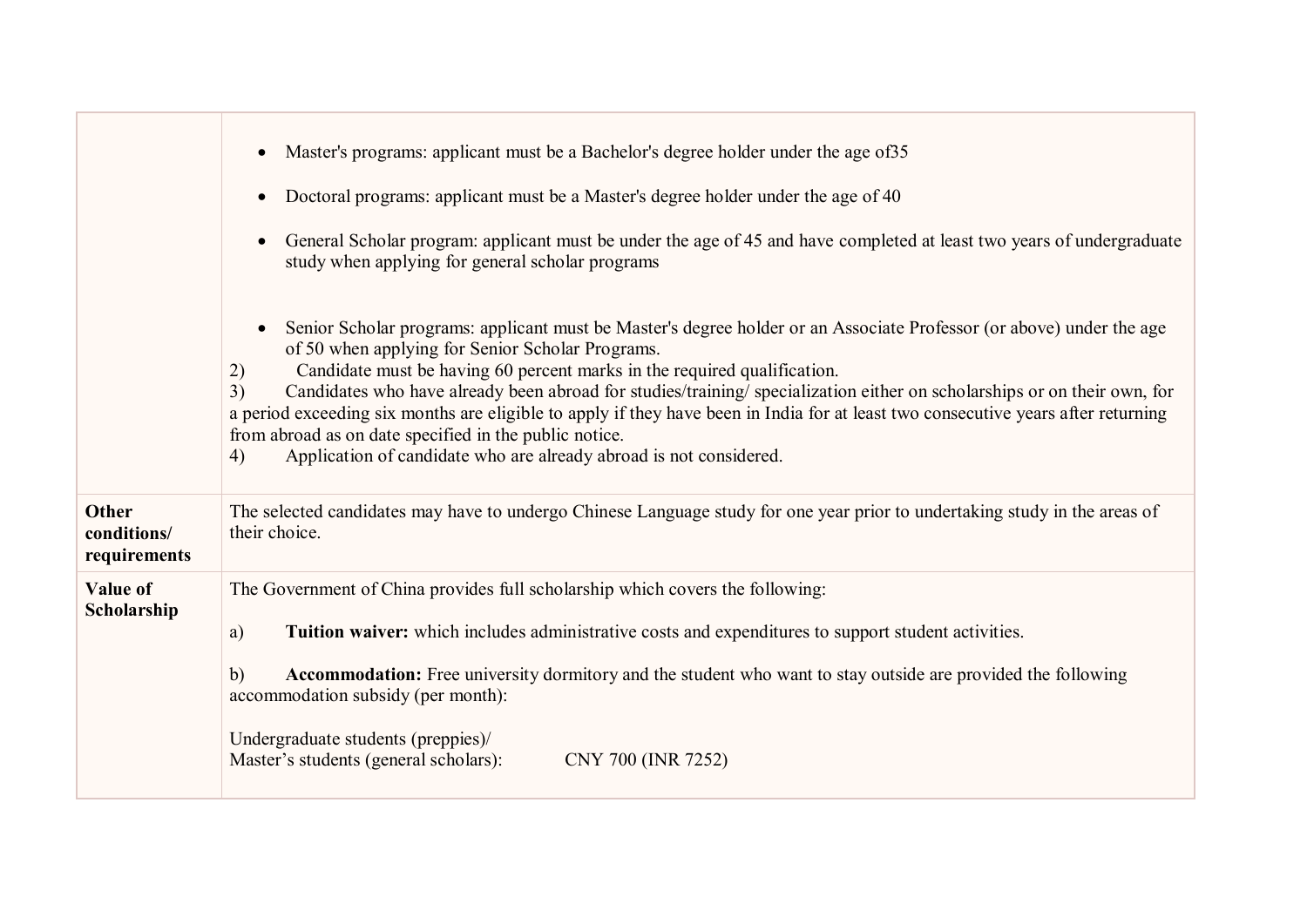| | |
|---|---|
| | • Master's programs: applicant must be a Bachelor's degree holder under the age of35<br><br>• Doctoral programs: applicant must be a Master's degree holder under the age of 40<br><br>• General Scholar program: applicant must be under the age of 45 and have completed at least two years of undergraduate study when applying for general scholar programs<br><br>• Senior Scholar programs: applicant must be Master's degree holder or an Associate Professor (or above) under the age of 50 when applying for Senior Scholar Programs.<br>2) Candidate must be having 60 percent marks in the required qualification.<br>3) Candidates who have already been abroad for studies/training/ specialization either on scholarships or on their own, for a period exceeding six months are eligible to apply if they have been in India for at least two consecutive years after returning from abroad as on date specified in the public notice.<br>4) Application of candidate who are already abroad is not considered. |
| **Other conditions/ requirements** | The selected candidates may have to undergo Chinese Language study for one year prior to undertaking study in the areas of their choice. |
| **Value of Scholarship** | The Government of China provides full scholarship which covers the following:<br><br>a) **Tuition waiver:** which includes administrative costs and expenditures to support student activities.<br><br>b) **Accommodation:** Free university dormitory and the student who want to stay outside are provided the following accommodation subsidy (per month):<br><br>Undergraduate students (preppies)/<br>Master's students (general scholars): CNY 700 (INR 7252) |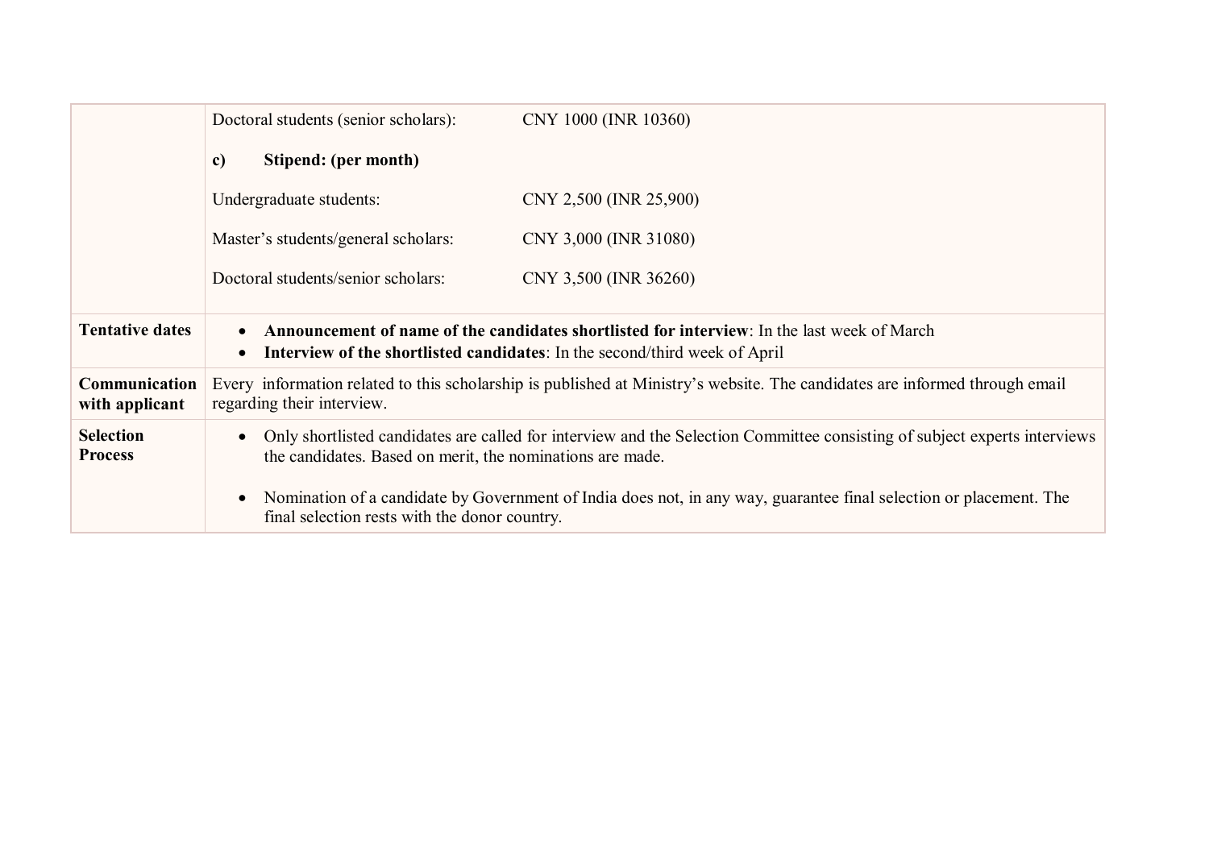|  |  |
|---|---|
|  | Doctoral students (senior scholars): CNY 1000 (INR 10360)<br><br>**c) Stipend: (per month)**<br><br>Undergraduate students: CNY 2,500 (INR 25,900)<br><br>Master's students/general scholars: CNY 3,000 (INR 31080)<br><br>Doctoral students/senior scholars: CNY 3,500 (INR 36260) |
| **Tentative dates** | • **Announcement of name of the candidates shortlisted for interview**: In the last week of March<br>• **Interview of the shortlisted candidates**: In the second/third week of April |
| **Communication with applicant** | Every information related to this scholarship is published at Ministry's website. The candidates are informed through email regarding their interview. |
| **Selection Process** | • Only shortlisted candidates are called for interview and the Selection Committee consisting of subject experts interviews the candidates. Based on merit, the nominations are made.<br><br>• Nomination of a candidate by Government of India does not, in any way, guarantee final selection or placement. The final selection rests with the donor country. |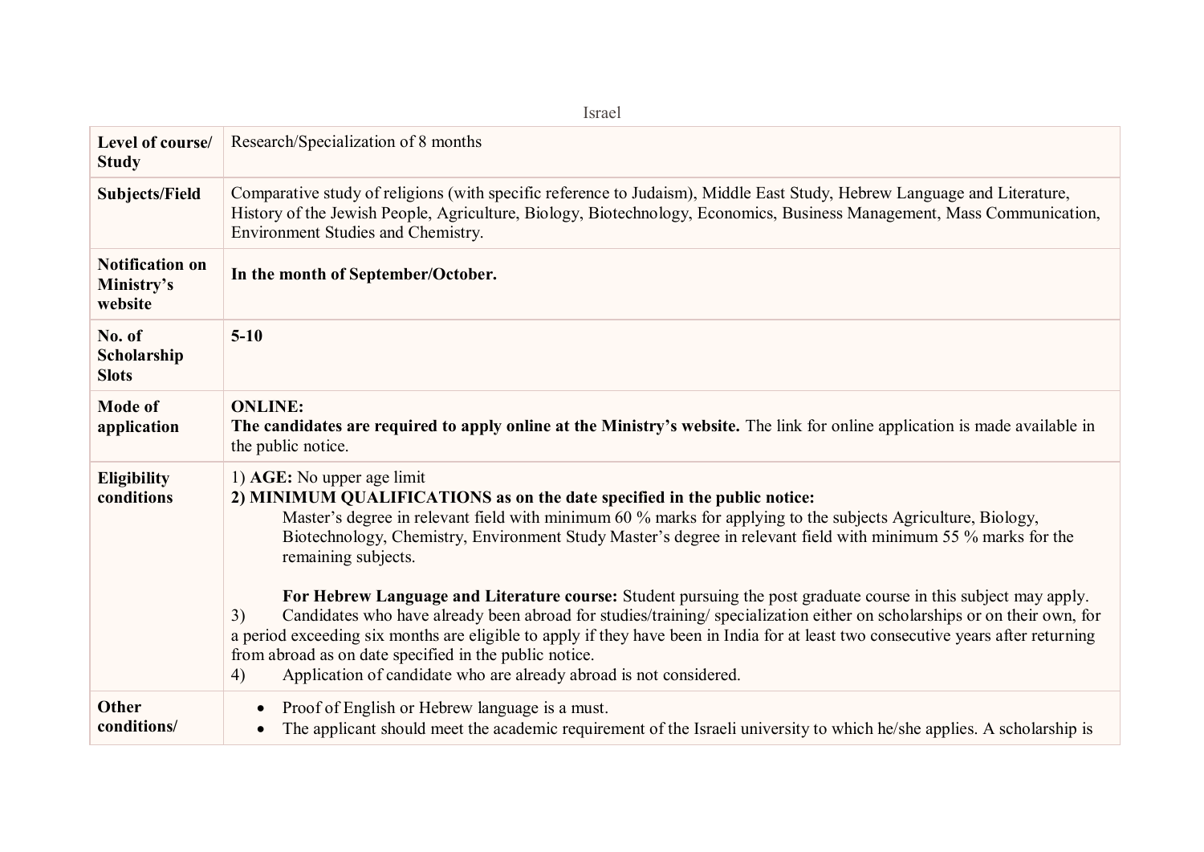Israel

| Level of course/ Study | Research/Specialization of 8 months |
|---|---|
| **Subjects/Field** | Comparative study of religions (with specific reference to Judaism), Middle East Study, Hebrew Language and Literature, History of the Jewish People, Agriculture, Biology, Biotechnology, Economics, Business Management, Mass Communication, Environment Studies and Chemistry. |
| **Notification on Ministry's website** | **In the month of September/October.** |
| **No. of Scholarship Slots** | **5-10** |
| **Mode of application** | **ONLINE:** <br> **The candidates are required to apply online at the Ministry's website.** The link for online application is made available in the public notice. |
| **Eligibility conditions** | 1) **AGE:** No upper age limit <br> **2) MINIMUM QUALIFICATIONS as on the date specified in the public notice:** <br> Master's degree in relevant field with minimum 60 % marks for applying to the subjects Agriculture, Biology, Biotechnology, Chemistry, Environment Study Master's degree in relevant field with minimum 55 % marks for the remaining subjects. <br><br> **For Hebrew Language and Literature course:** Student pursuing the post graduate course in this subject may apply. <br> 3) Candidates who have already been abroad for studies/training/ specialization either on scholarships or on their own, for a period exceeding six months are eligible to apply if they have been in India for at least two consecutive years after returning from abroad as on date specified in the public notice. <br> 4) Application of candidate who are already abroad is not considered. |
| **Other conditions/** | • Proof of English or Hebrew language is a must. <br> • The applicant should meet the academic requirement of the Israeli university to which he/she applies. A scholarship is |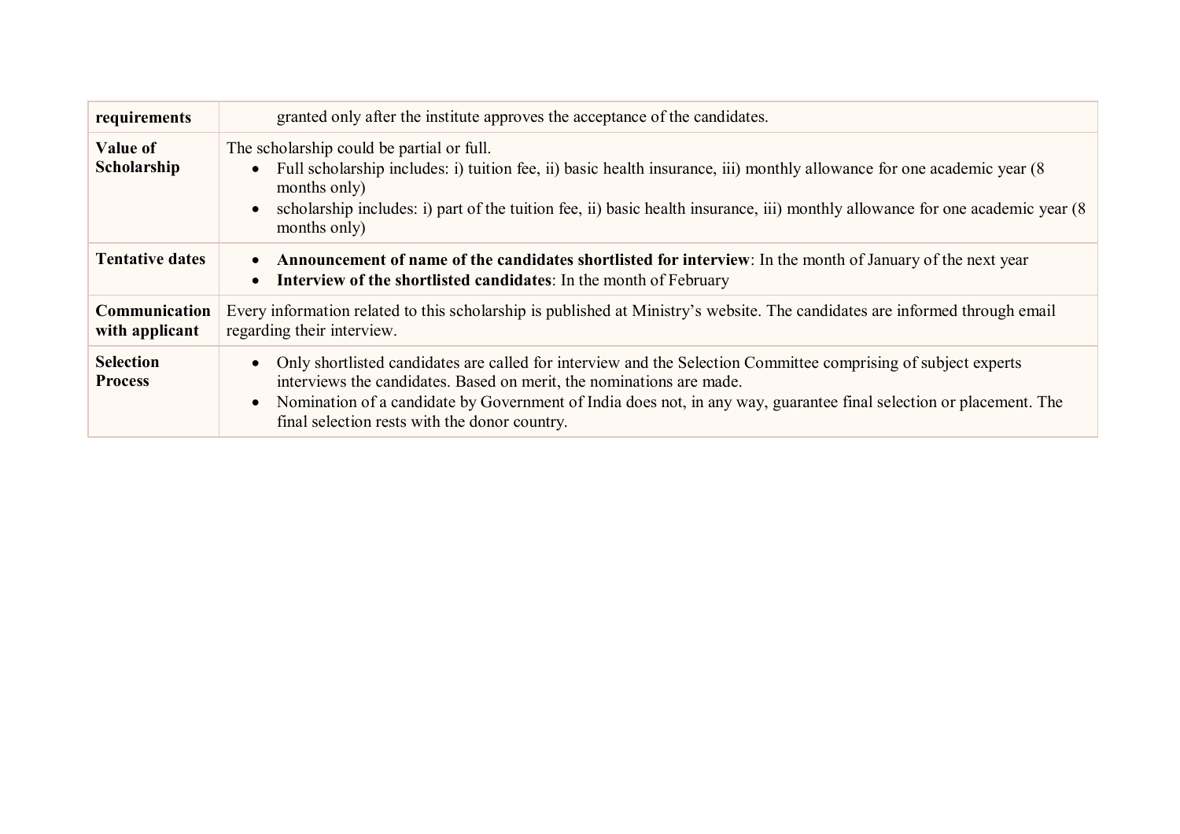| | |
|---|---|
| **requirements** | granted only after the institute approves the acceptance of the candidates. |
| **Value of Scholarship** | The scholarship could be partial or full.<br>• Full scholarship includes: i) tuition fee, ii) basic health insurance, iii) monthly allowance for one academic year (8 months only)<br>• scholarship includes: i) part of the tuition fee, ii) basic health insurance, iii) monthly allowance for one academic year (8 months only) |
| **Tentative dates** | • **Announcement of name of the candidates shortlisted for interview**: In the month of January of the next year<br>• **Interview of the shortlisted candidates**: In the month of February |
| **Communication with applicant** | Every information related to this scholarship is published at Ministry's website. The candidates are informed through email regarding their interview. |
| **Selection Process** | • Only shortlisted candidates are called for interview and the Selection Committee comprising of subject experts interviews the candidates. Based on merit, the nominations are made.<br>• Nomination of a candidate by Government of India does not, in any way, guarantee final selection or placement. The final selection rests with the donor country. |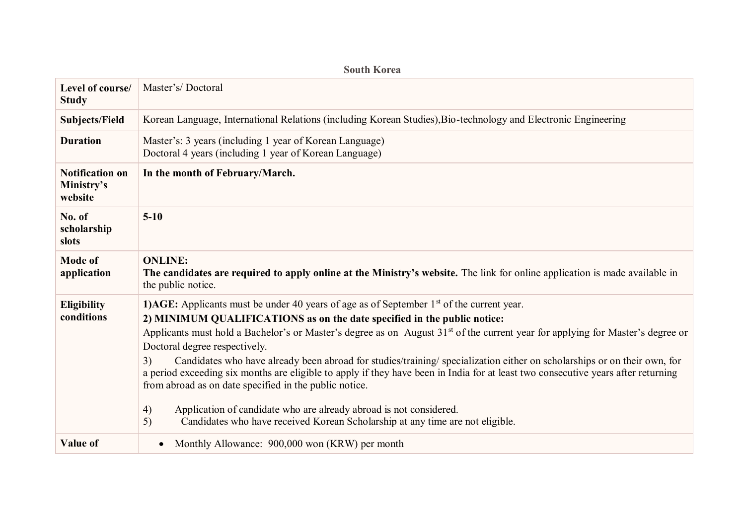**South Korea**

| **Level of course/ Study** | Master's/ Doctoral |
|---|---|
| **Subjects/Field** | Korean Language, International Relations (including Korean Studies),Bio-technology and Electronic Engineering |
| **Duration** | Master's: 3 years (including 1 year of Korean Language)<br>Doctoral 4 years (including 1 year of Korean Language) |
| **Notification on Ministry's website** | **In the month of February/March.** |
| **No. of scholarship slots** | **5-10** |
| **Mode of application** | **ONLINE:**<br>**The candidates are required to apply online at the Ministry's website.** The link for online application is made available in the public notice. |
| **Eligibility conditions** | **1)AGE:** Applicants must be under 40 years of age as of September 1st of the current year.<br>**2) MINIMUM QUALIFICATIONS as on the date specified in the public notice:**<br>Applicants must hold a Bachelor's or Master's degree as on August 31st of the current year for applying for Master's degree or Doctoral degree respectively.<br>3) Candidates who have already been abroad for studies/training/ specialization either on scholarships or on their own, for a period exceeding six months are eligible to apply if they have been in India for at least two consecutive years after returning from abroad as on date specified in the public notice.<br>4) Application of candidate who are already abroad is not considered.<br>5) Candidates who have received Korean Scholarship at any time are not eligible. |
| **Value of** | • Monthly Allowance: 900,000 won (KRW) per month |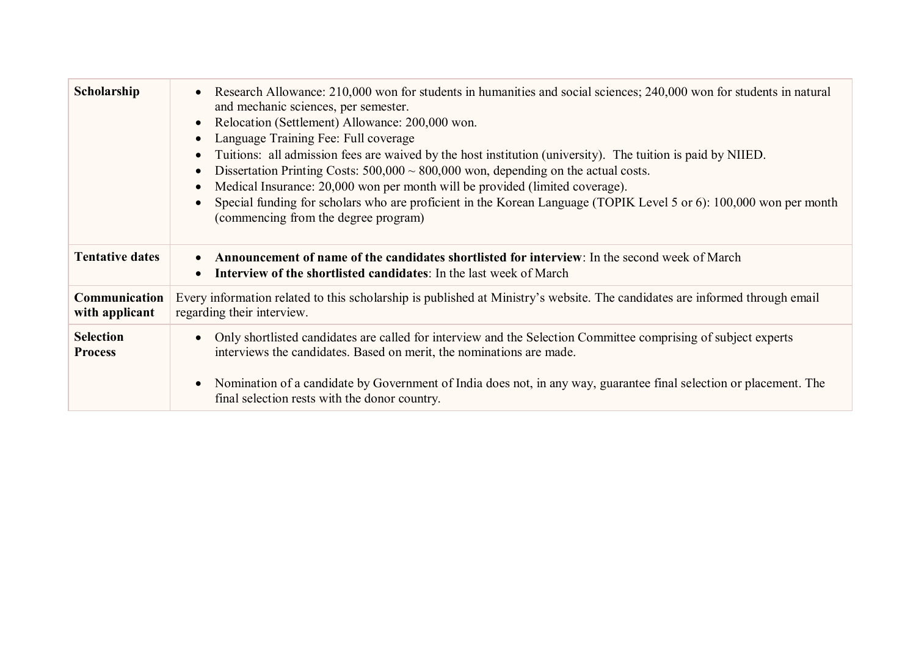| | |
|---|---|
| **Scholarship** | • Research Allowance: 210,000 won for students in humanities and social sciences; 240,000 won for students in natural and mechanic sciences, per semester.<br>• Relocation (Settlement) Allowance: 200,000 won.<br>• Language Training Fee: Full coverage<br>• Tuitions: all admission fees are waived by the host institution (university). The tuition is paid by NIIED.<br>• Dissertation Printing Costs: 500,000 ~ 800,000 won, depending on the actual costs.<br>• Medical Insurance: 20,000 won per month will be provided (limited coverage).<br>• Special funding for scholars who are proficient in the Korean Language (TOPIK Level 5 or 6): 100,000 won per month (commencing from the degree program) |
| **Tentative dates** | • **Announcement of name of the candidates shortlisted for interview**: In the second week of March<br>• **Interview of the shortlisted candidates**: In the last week of March |
| **Communication with applicant** | Every information related to this scholarship is published at Ministry's website. The candidates are informed through email regarding their interview. |
| **Selection Process** | • Only shortlisted candidates are called for interview and the Selection Committee comprising of subject experts interviews the candidates. Based on merit, the nominations are made.<br><br>• Nomination of a candidate by Government of India does not, in any way, guarantee final selection or placement. The final selection rests with the donor country. |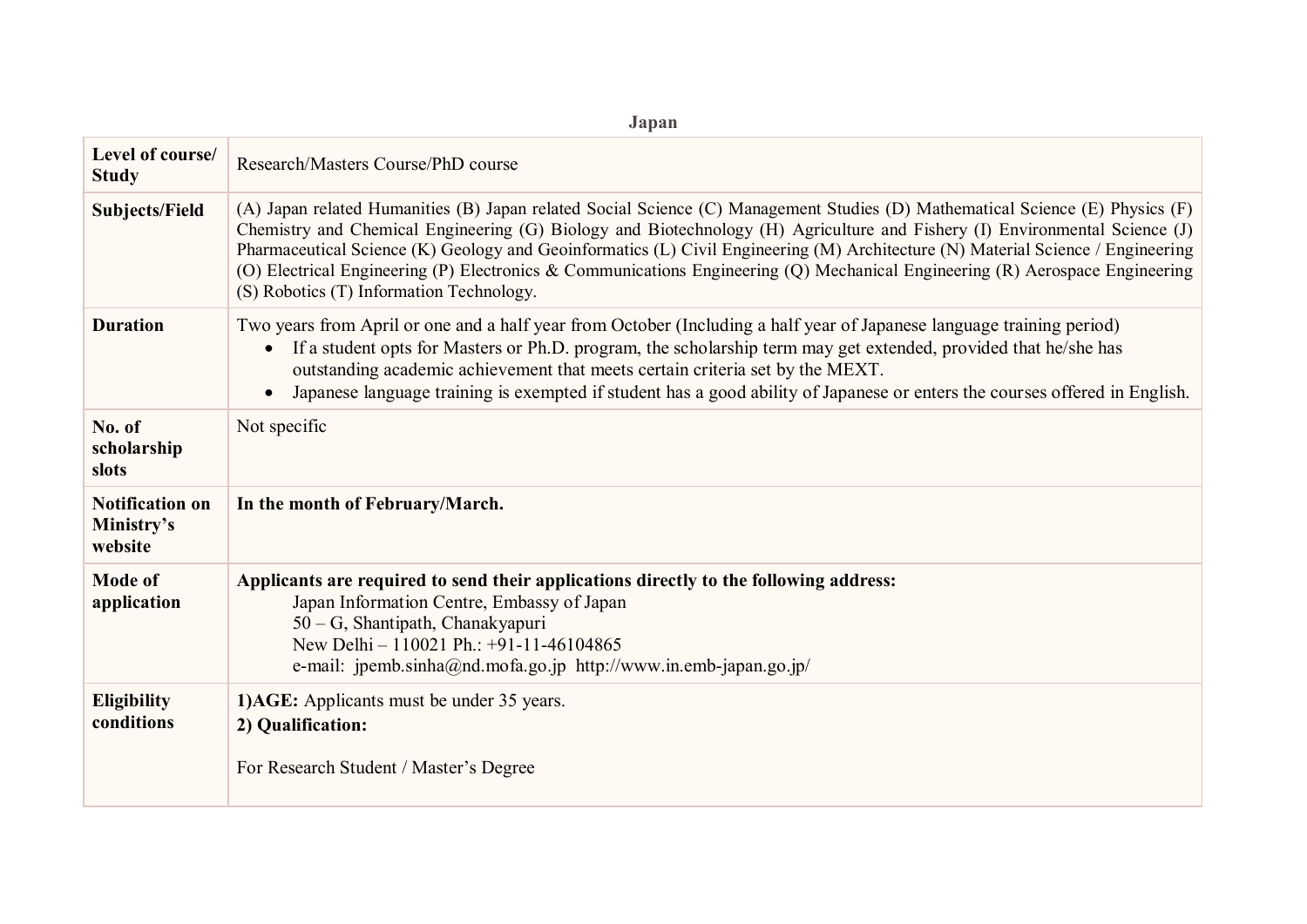**Japan**

| Level of course/ Study | Research/Masters Course/PhD course |
|---|---|
| **Subjects/Field** | (A) Japan related Humanities (B) Japan related Social Science (C) Management Studies (D) Mathematical Science (E) Physics (F) Chemistry and Chemical Engineering (G) Biology and Biotechnology (H) Agriculture and Fishery (I) Environmental Science (J) Pharmaceutical Science (K) Geology and Geoinformatics (L) Civil Engineering (M) Architecture (N) Material Science / Engineering (O) Electrical Engineering (P) Electronics & Communications Engineering (Q) Mechanical Engineering (R) Aerospace Engineering (S) Robotics (T) Information Technology. |
| **Duration** | Two years from April or one and a half year from October (Including a half year of Japanese language training period)<br>• If a student opts for Masters or Ph.D. program, the scholarship term may get extended, provided that he/she has outstanding academic achievement that meets certain criteria set by the MEXT.<br>• Japanese language training is exempted if student has a good ability of Japanese or enters the courses offered in English. |
| **No. of scholarship slots** | Not specific |
| **Notification on Ministry's website** | **In the month of February/March.** |
| **Mode of application** | **Applicants are required to send their applications directly to the following address:**<br>Japan Information Centre, Embassy of Japan<br>50 – G, Shantipath, Chanakyapuri<br>New Delhi – 110021 Ph.: +91-11-46104865<br>e-mail: jpemb.sinha@nd.mofa.go.jp http://www.in.emb-japan.go.jp/ |
| **Eligibility conditions** | **1)AGE:** Applicants must be under 35 years.<br>**2) Qualification:**<br><br>For Research Student / Master's Degree |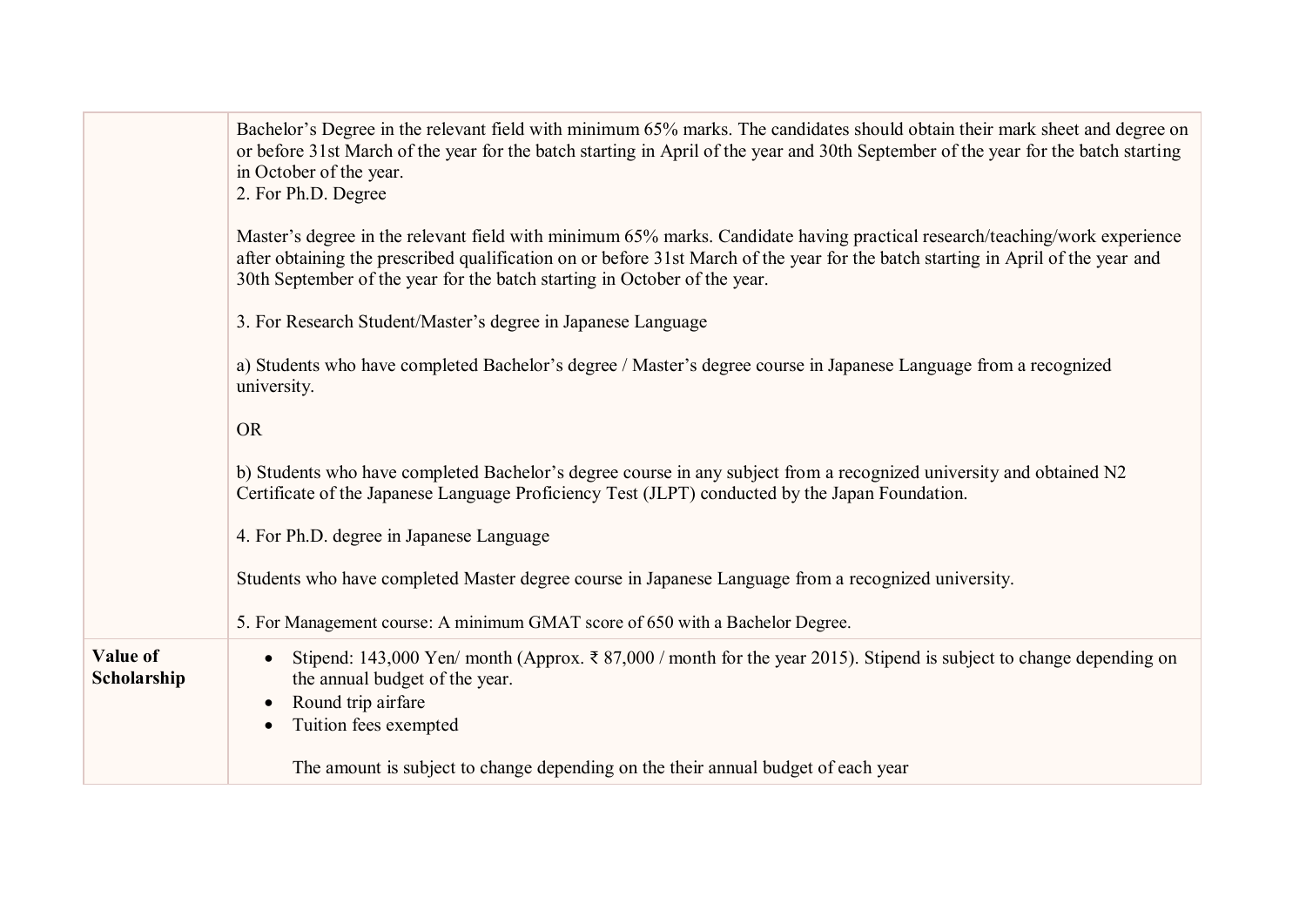|  |  |
|---|---|
|  | Bachelor's Degree in the relevant field with minimum 65% marks. The candidates should obtain their mark sheet and degree on or before 31st March of the year for the batch starting in April of the year and 30th September of the year for the batch starting in October of the year.<br>2. For Ph.D. Degree<br><br>Master's degree in the relevant field with minimum 65% marks. Candidate having practical research/teaching/work experience after obtaining the prescribed qualification on or before 31st March of the year for the batch starting in April of the year and 30th September of the year for the batch starting in October of the year.<br><br>3. For Research Student/Master's degree in Japanese Language<br><br>a) Students who have completed Bachelor's degree / Master's degree course in Japanese Language from a recognized university.<br><br>OR<br><br>b) Students who have completed Bachelor's degree course in any subject from a recognized university and obtained N2 Certificate of the Japanese Language Proficiency Test (JLPT) conducted by the Japan Foundation.<br><br>4. For Ph.D. degree in Japanese Language<br><br>Students who have completed Master degree course in Japanese Language from a recognized university.<br><br>5. For Management course: A minimum GMAT score of 650 with a Bachelor Degree. |
| **Value of Scholarship** | • Stipend: 143,000 Yen/ month (Approx. ₹ 87,000 / month for the year 2015). Stipend is subject to change depending on the annual budget of the year.<br>• Round trip airfare<br>• Tuition fees exempted<br><br>The amount is subject to change depending on the their annual budget of each year |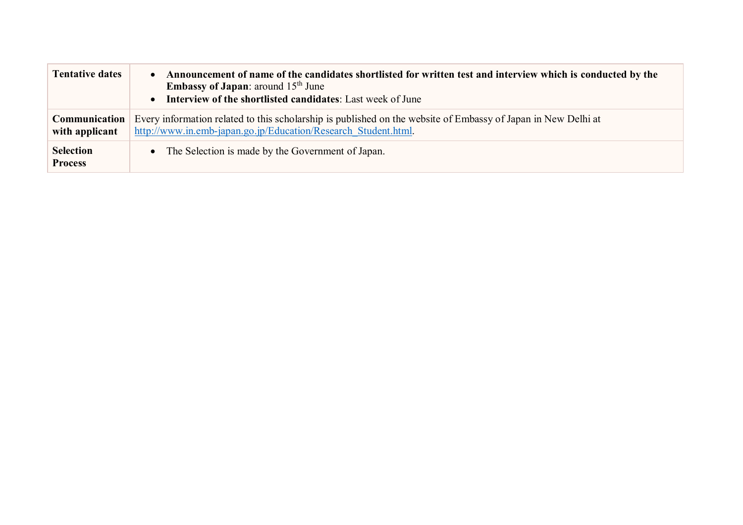| | |
|---|---|
| **Tentative dates** | • **Announcement of name of the candidates shortlisted for written test and interview which is conducted by the Embassy of Japan**: around 15th June<br>• **Interview of the shortlisted candidates**: Last week of June |
| **Communication with applicant** | Every information related to this scholarship is published on the website of Embassy of Japan in New Delhi at http://www.in.emb-japan.go.jp/Education/Research_Student.html. |
| **Selection Process** | • The Selection is made by the Government of Japan. |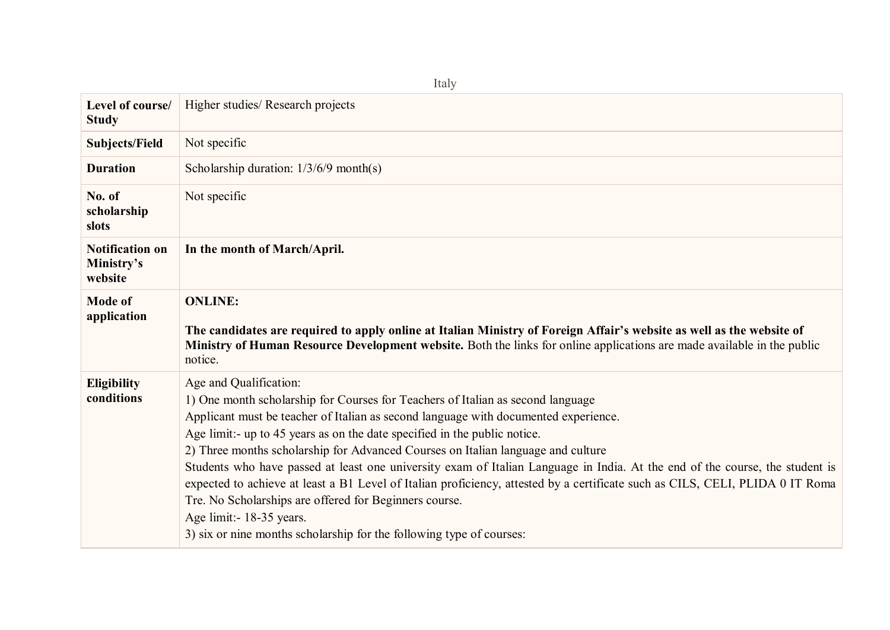Italy

| **Level of course/ Study** | Higher studies/ Research projects |
|---|---|
| **Subjects/Field** | Not specific |
| **Duration** | Scholarship duration: 1/3/6/9 month(s) |
| **No. of scholarship slots** | Not specific |
| **Notification on Ministry's website** | **In the month of March/April.** |
| **Mode of application** | **ONLINE:** <br><br> **The candidates are required to apply online at Italian Ministry of Foreign Affair's website as well as the website of Ministry of Human Resource Development website.** Both the links for online applications are made available in the public notice. |
| **Eligibility conditions** | Age and Qualification: <br> 1) One month scholarship for Courses for Teachers of Italian as second language <br> Applicant must be teacher of Italian as second language with documented experience. <br> Age limit:- up to 45 years as on the date specified in the public notice. <br> 2) Three months scholarship for Advanced Courses on Italian language and culture <br> Students who have passed at least one university exam of Italian Language in India. At the end of the course, the student is expected to achieve at least a B1 Level of Italian proficiency, attested by a certificate such as CILS, CELI, PLIDA 0 IT Roma Tre. No Scholarships are offered for Beginners course. <br> Age limit:- 18-35 years. <br> 3) six or nine months scholarship for the following type of courses: |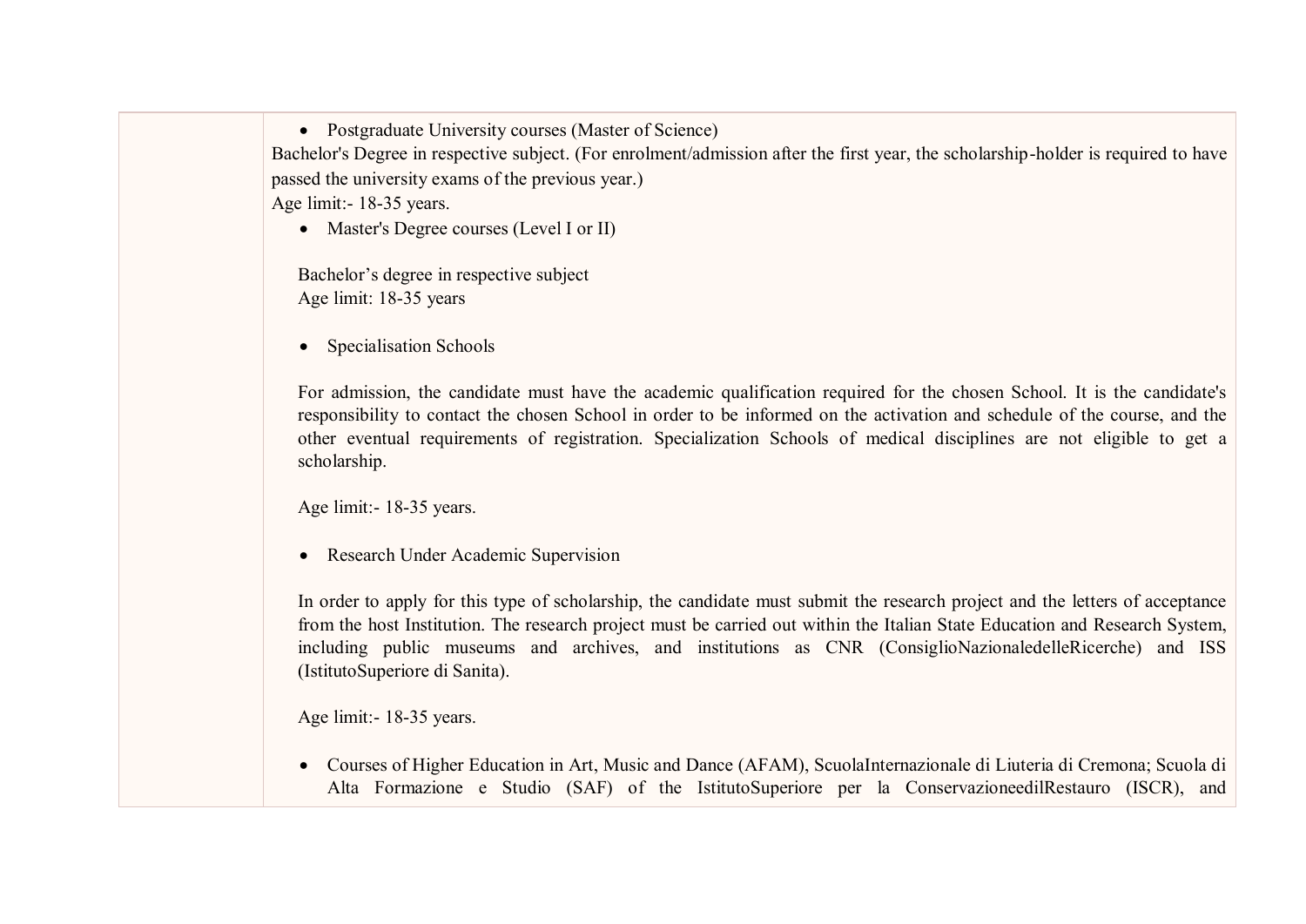| | • Postgraduate University courses (Master of Science)<br>Bachelor's Degree in respective subject. (For enrolment/admission after the first year, the scholarship-holder is required to have passed the university exams of the previous year.)<br>Age limit:- 18-35 years.<br>• Master's Degree courses (Level I or II)<br><br>Bachelor's degree in respective subject<br>Age limit: 18-35 years<br><br>• Specialisation Schools<br><br>For admission, the candidate must have the academic qualification required for the chosen School. It is the candidate's responsibility to contact the chosen School in order to be informed on the activation and schedule of the course, and the other eventual requirements of registration. Specialization Schools of medical disciplines are not eligible to get a scholarship.<br><br>Age limit:- 18-35 years.<br><br>• Research Under Academic Supervision<br><br>In order to apply for this type of scholarship, the candidate must submit the research project and the letters of acceptance from the host Institution. The research project must be carried out within the Italian State Education and Research System, including public museums and archives, and institutions as CNR (ConsiglioNazionaledelleRicerche) and ISS (IstitutoSuperiore di Sanita).<br><br>Age limit:- 18-35 years.<br><br>• Courses of Higher Education in Art, Music and Dance (AFAM), ScuolaInternazionale di Liuteria di Cremona; Scuola di Alta Formazione e Studio (SAF) of the IstitutoSuperiore per la ConservazioneedilRestauro (ISCR), and |
|---|---|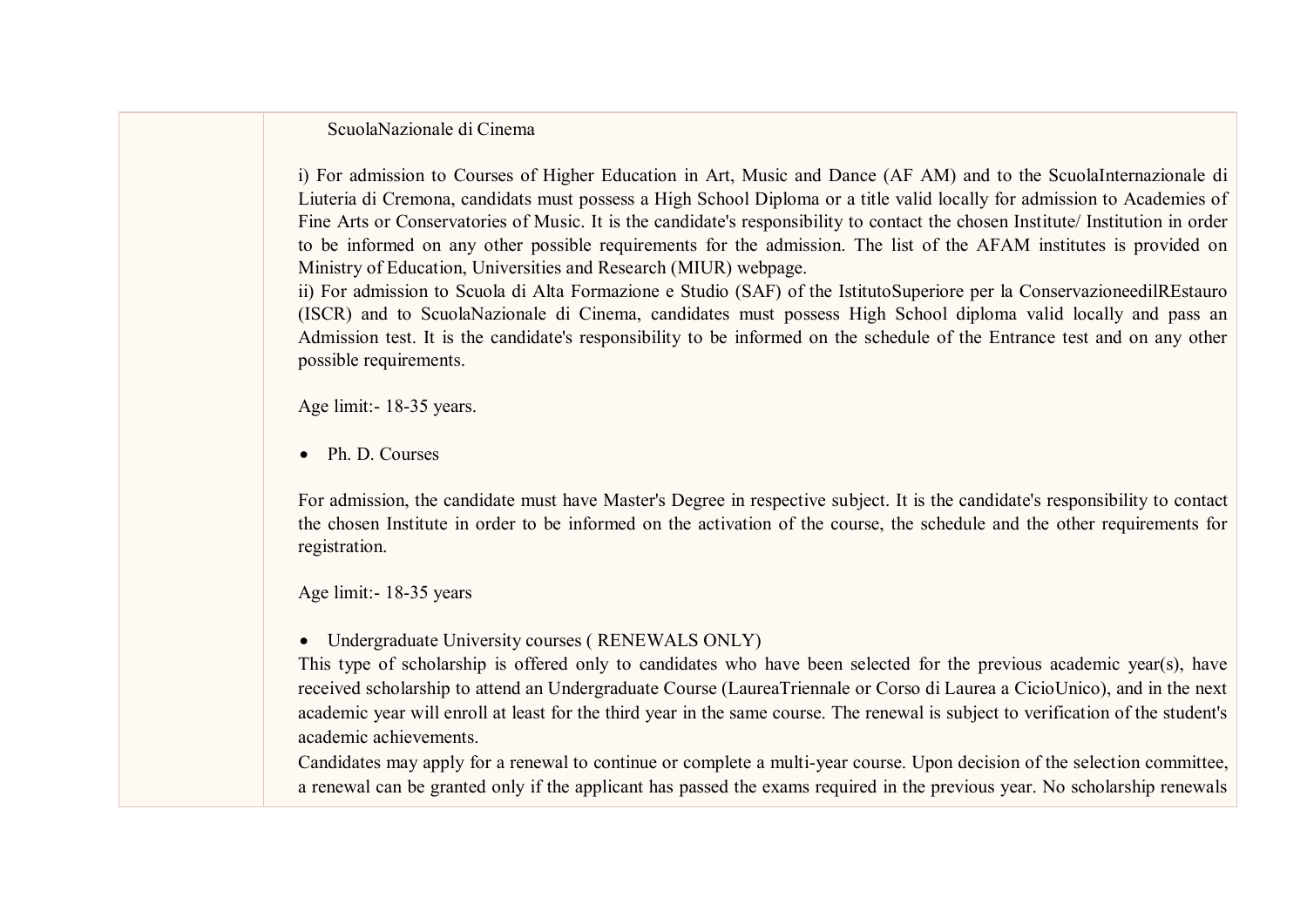| | ScuolaNazionale di Cinema<br><br>i) For admission to Courses of Higher Education in Art, Music and Dance (AF AM) and to the ScuolaInternazionale di Liuteria di Cremona, candidats must possess a High School Diploma or a title valid locally for admission to Academies of Fine Arts or Conservatories of Music. It is the candidate's responsibility to contact the chosen Institute/ Institution in order to be informed on any other possible requirements for the admission. The list of the AFAM institutes is provided on Ministry of Education, Universities and Research (MIUR) webpage.<br>ii) For admission to Scuola di Alta Formazione e Studio (SAF) of the IstitutoSuperiore per la ConservazioneedilREstauro (ISCR) and to ScuolaNazionale di Cinema, candidates must possess High School diploma valid locally and pass an Admission test. It is the candidate's responsibility to be informed on the schedule of the Entrance test and on any other possible requirements.<br><br>Age limit:- 18-35 years.<br><br>• Ph. D. Courses<br><br>For admission, the candidate must have Master's Degree in respective subject. It is the candidate's responsibility to contact the chosen Institute in order to be informed on the activation of the course, the schedule and the other requirements for registration.<br><br>Age limit:- 18-35 years<br><br>• Undergraduate University courses ( RENEWALS ONLY)<br>This type of scholarship is offered only to candidates who have been selected for the previous academic year(s), have received scholarship to attend an Undergraduate Course (LaureaTriennale or Corso di Laurea a CicioUnico), and in the next academic year will enroll at least for the third year in the same course. The renewal is subject to verification of the student's academic achievements.<br>Candidates may apply for a renewal to continue or complete a multi-year course. Upon decision of the selection committee, a renewal can be granted only if the applicant has passed the exams required in the previous year. No scholarship renewals |
|---|---|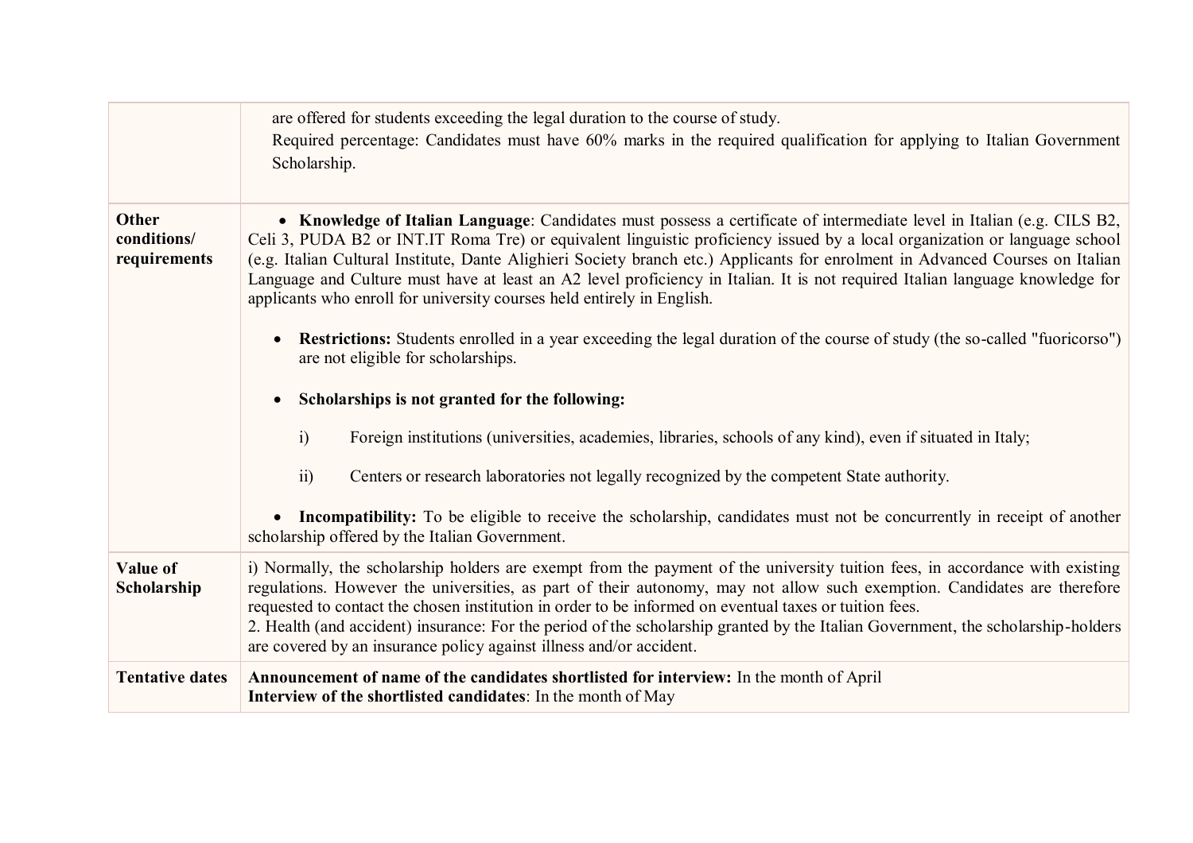| | |
|---|---|
| | are offered for students exceeding the legal duration to the course of study.<br>Required percentage: Candidates must have 60% marks in the required qualification for applying to Italian Government Scholarship. |
| **Other conditions/ requirements** | • **Knowledge of Italian Language**: Candidates must possess a certificate of intermediate level in Italian (e.g. CILS B2, Celi 3, PUDA B2 or INT.IT Roma Tre) or equivalent linguistic proficiency issued by a local organization or language school (e.g. Italian Cultural Institute, Dante Alighieri Society branch etc.) Applicants for enrolment in Advanced Courses on Italian Language and Culture must have at least an A2 level proficiency in Italian. It is not required Italian language knowledge for applicants who enroll for university courses held entirely in English.<br><br>• **Restrictions:** Students enrolled in a year exceeding the legal duration of the course of study (the so-called "fuoricorso") are not eligible for scholarships.<br><br>• **Scholarships is not granted for the following:**<br><br>i) Foreign institutions (universities, academies, libraries, schools of any kind), even if situated in Italy;<br><br>ii) Centers or research laboratories not legally recognized by the competent State authority.<br><br>• **Incompatibility:** To be eligible to receive the scholarship, candidates must not be concurrently in receipt of another scholarship offered by the Italian Government. |
| **Value of Scholarship** | i) Normally, the scholarship holders are exempt from the payment of the university tuition fees, in accordance with existing regulations. However the universities, as part of their autonomy, may not allow such exemption. Candidates are therefore requested to contact the chosen institution in order to be informed on eventual taxes or tuition fees.<br>2. Health (and accident) insurance: For the period of the scholarship granted by the Italian Government, the scholarship-holders are covered by an insurance policy against illness and/or accident. |
| **Tentative dates** | **Announcement of name of the candidates shortlisted for interview:** In the month of April<br>**Interview of the shortlisted candidates**: In the month of May |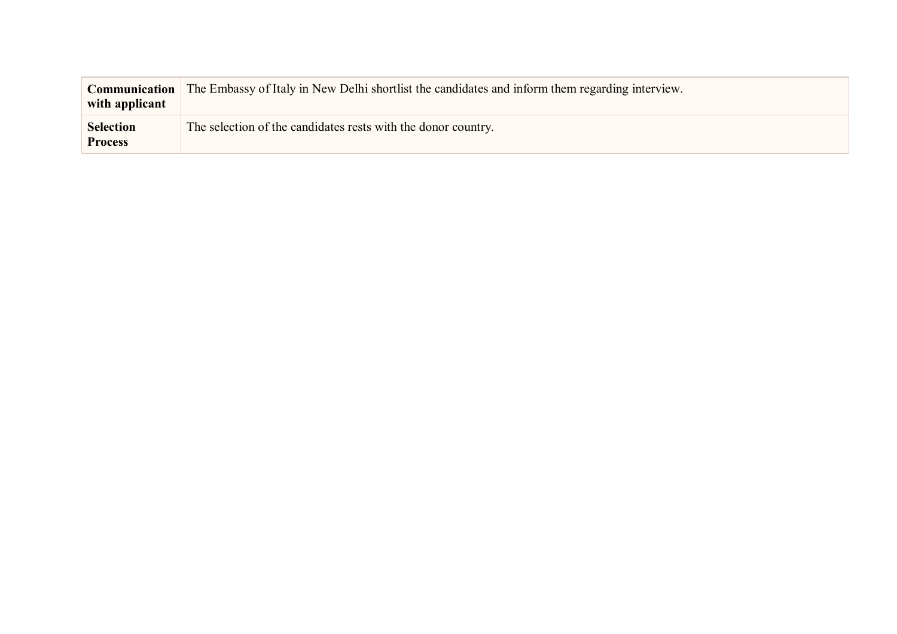| | |
|---|---|
| **Communication with applicant** | The Embassy of Italy in New Delhi shortlist the candidates and inform them regarding interview. |
| **Selection Process** | The selection of the candidates rests with the donor country. |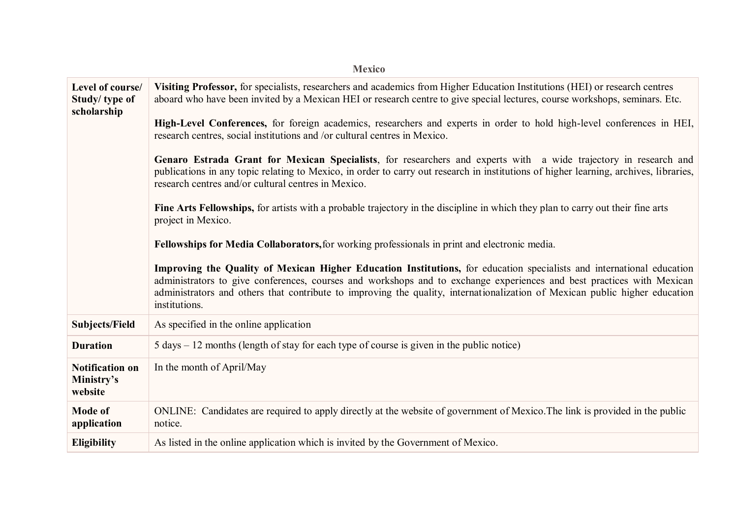**Mexico**

| | |
|---|---|
| **Level of course/ Study/ type of scholarship** | **Visiting Professor,** for specialists, researchers and academics from Higher Education Institutions (HEI) or research centres aboard who have been invited by a Mexican HEI or research centre to give special lectures, course workshops, seminars. Etc.<br><br>**High-Level Conferences,** for foreign academics, researchers and experts in order to hold high-level conferences in HEI, research centres, social institutions and /or cultural centres in Mexico.<br><br>**Genaro Estrada Grant for Mexican Specialists**, for researchers and experts with a wide trajectory in research and publications in any topic relating to Mexico, in order to carry out research in institutions of higher learning, archives, libraries, research centres and/or cultural centres in Mexico.<br><br>**Fine Arts Fellowships,** for artists with a probable trajectory in the discipline in which they plan to carry out their fine arts project in Mexico.<br><br>**Fellowships for Media Collaborators,**for working professionals in print and electronic media.<br><br>**Improving the Quality of Mexican Higher Education Institutions,** for education specialists and international education administrators to give conferences, courses and workshops and to exchange experiences and best practices with Mexican administrators and others that contribute to improving the quality, internationalization of Mexican public higher education institutions. |
| **Subjects/Field** | As specified in the online application |
| **Duration** | 5 days – 12 months (length of stay for each type of course is given in the public notice) |
| **Notification on Ministry's website** | In the month of April/May |
| **Mode of application** | ONLINE: Candidates are required to apply directly at the website of government of Mexico.The link is provided in the public notice. |
| **Eligibility** | As listed in the online application which is invited by the Government of Mexico. |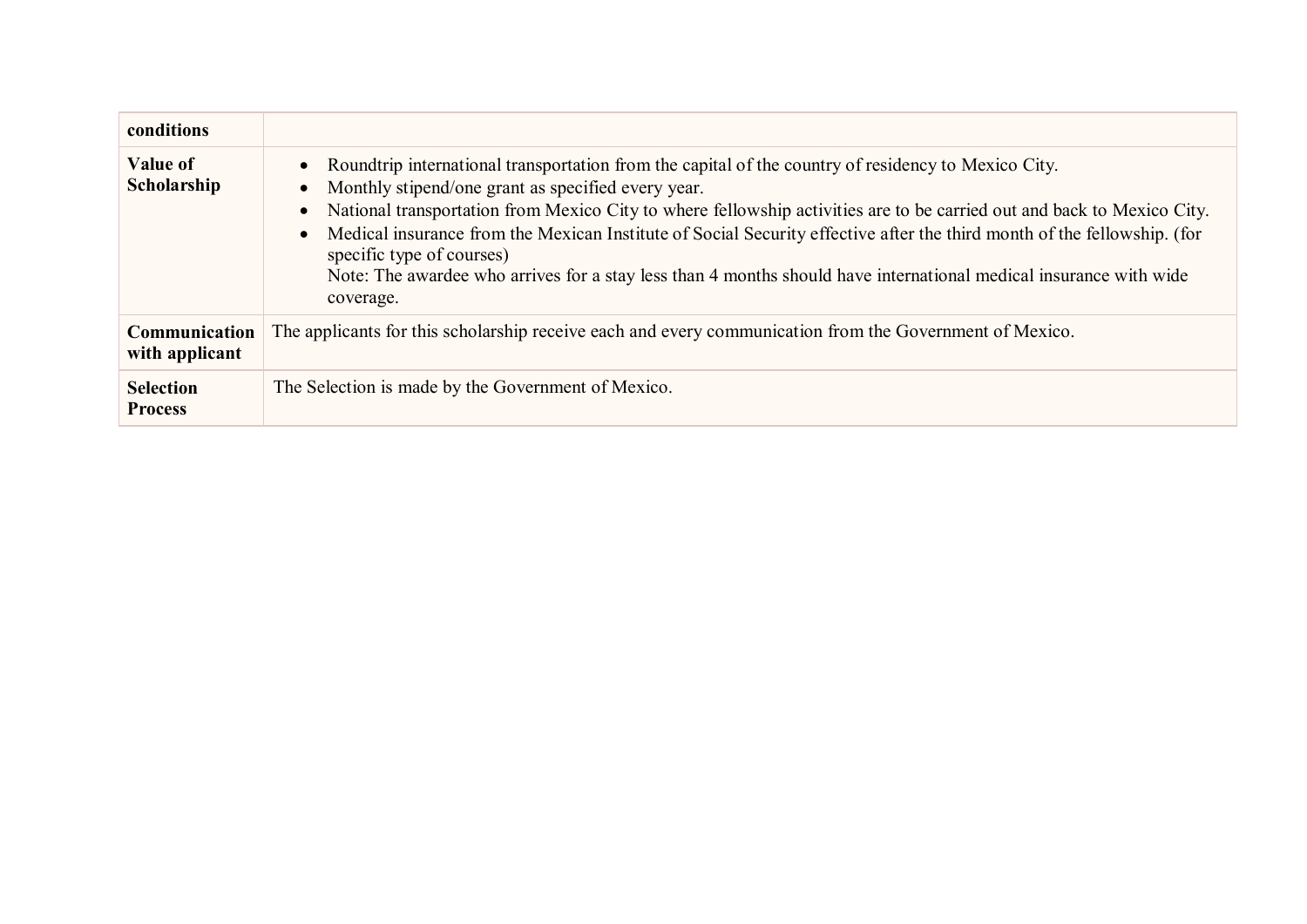| conditions | |
|---|---|
| **Value of Scholarship** | • Roundtrip international transportation from the capital of the country of residency to Mexico City.<br>• Monthly stipend/one grant as specified every year.<br>• National transportation from Mexico City to where fellowship activities are to be carried out and back to Mexico City.<br>• Medical insurance from the Mexican Institute of Social Security effective after the third month of the fellowship. (for specific type of courses)<br>Note: The awardee who arrives for a stay less than 4 months should have international medical insurance with wide coverage. |
| **Communication with applicant** | The applicants for this scholarship receive each and every communication from the Government of Mexico. |
| **Selection Process** | The Selection is made by the Government of Mexico. |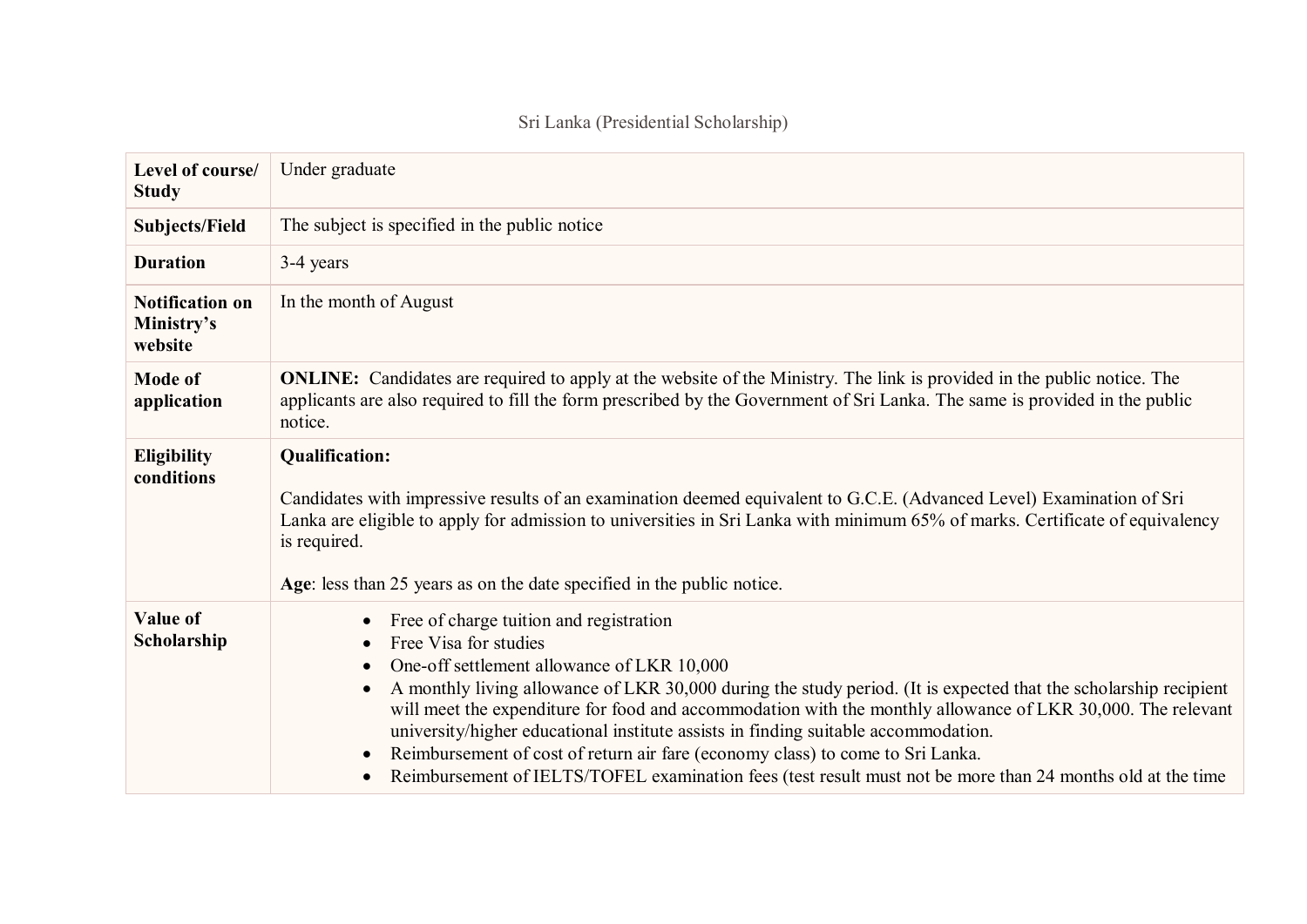Sri Lanka (Presidential Scholarship)

| Level of course/ Study | Under graduate |
|---|---|
| **Subjects/Field** | The subject is specified in the public notice |
| **Duration** | 3-4 years |
| **Notification on Ministry's website** | In the month of August |
| **Mode of application** | **ONLINE:** Candidates are required to apply at the website of the Ministry. The link is provided in the public notice. The applicants are also required to fill the form prescribed by the Government of Sri Lanka. The same is provided in the public notice. |
| **Eligibility conditions** | **Qualification:**<br><br>Candidates with impressive results of an examination deemed equivalent to G.C.E. (Advanced Level) Examination of Sri Lanka are eligible to apply for admission to universities in Sri Lanka with minimum 65% of marks. Certificate of equivalency is required.<br><br>**Age**: less than 25 years as on the date specified in the public notice. |
| **Value of Scholarship** | • Free of charge tuition and registration<br>• Free Visa for studies<br>• One-off settlement allowance of LKR 10,000<br>• A monthly living allowance of LKR 30,000 during the study period. (It is expected that the scholarship recipient will meet the expenditure for food and accommodation with the monthly allowance of LKR 30,000. The relevant university/higher educational institute assists in finding suitable accommodation.<br>• Reimbursement of cost of return air fare (economy class) to come to Sri Lanka.<br>• Reimbursement of IELTS/TOFEL examination fees (test result must not be more than 24 months old at the time |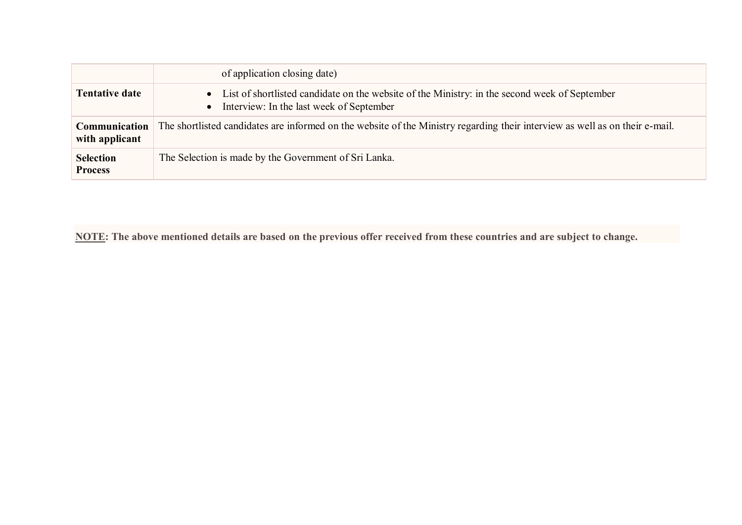| | |
|---|---|
| | of application closing date) |
| **Tentative date** | • List of shortlisted candidate on the website of the Ministry: in the second week of September<br>• Interview: In the last week of September |
| **Communication with applicant** | The shortlisted candidates are informed on the website of the Ministry regarding their interview as well as on their e-mail. |
| **Selection Process** | The Selection is made by the Government of Sri Lanka. |

**NOTE: The above mentioned details are based on the previous offer received from these countries and are subject to change.**